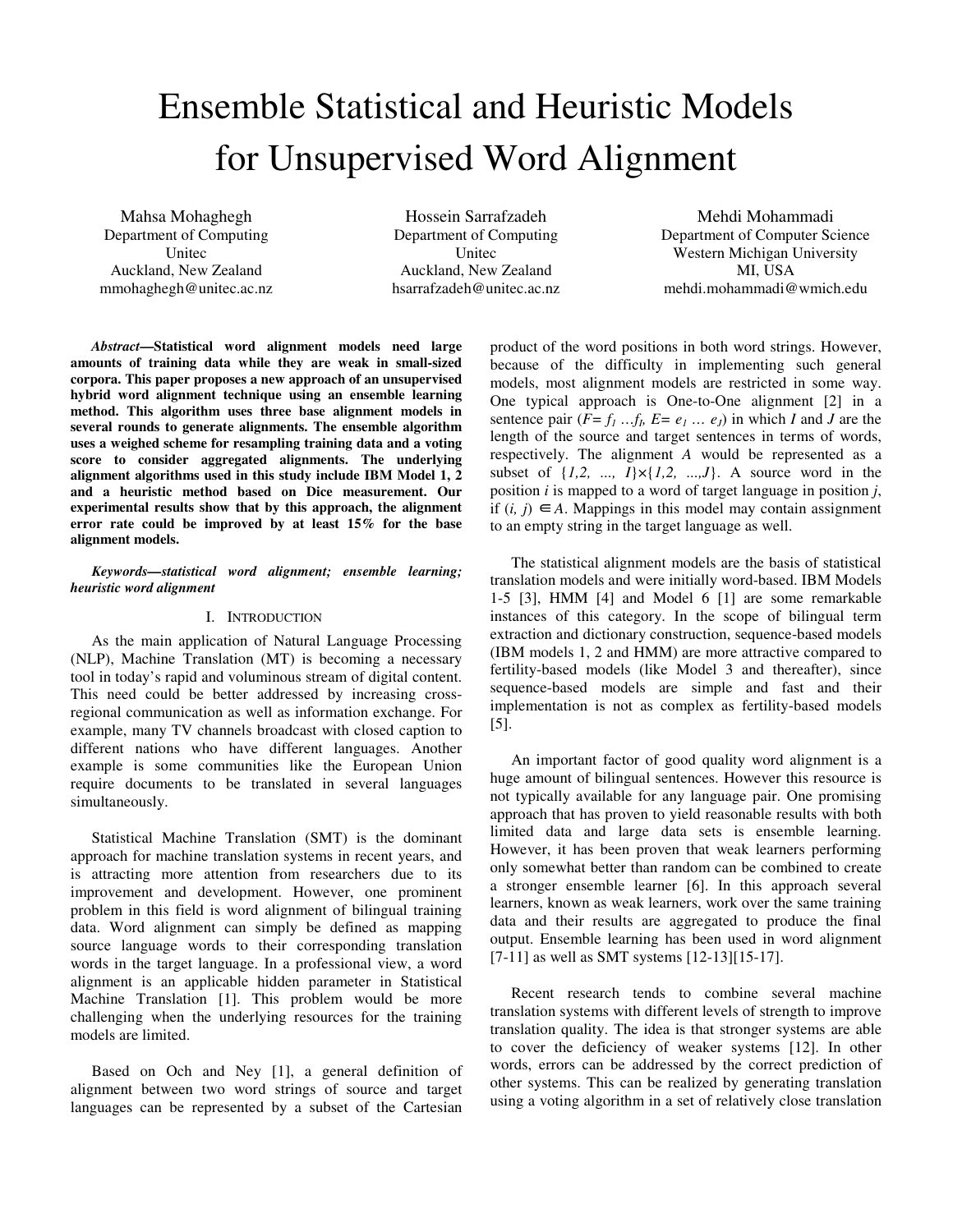# Ensemble Statistical and Heuristic Models for Unsupervised Word Alignment

Mahsa Mohaghegh
Department of Computing
Unitec
Auckland, New Zealand
mmohaghegh@unitec.ac.nz

Hossein Sarrafzadeh
Department of Computing
Unitec
Auckland, New Zealand
hsarrafzadeh@unitec.ac.nz

Mehdi Mohammadi
Department of Computer Science
Western Michigan University
MI, USA
mehdi.mohammadi@wmich.edu

***Abstract*—Statistical word alignment models need large amounts of training data while they are weak in small-sized corpora. This paper proposes a new approach of an unsupervised hybrid word alignment technique using an ensemble learning method. This algorithm uses three base alignment models in several rounds to generate alignments. The ensemble algorithm uses a weighed scheme for resampling training data and a voting score to consider aggregated alignments. The underlying alignment algorithms used in this study include IBM Model 1, 2 and a heuristic method based on Dice measurement. Our experimental results show that by this approach, the alignment error rate could be improved by at least 15% for the base alignment models.**

***Keywords—statistical word alignment; ensemble learning; heuristic word alignment***

## I. Introduction

As the main application of Natural Language Processing (NLP), Machine Translation (MT) is becoming a necessary tool in today's rapid and voluminous stream of digital content. This need could be better addressed by increasing cross-regional communication as well as information exchange. For example, many TV channels broadcast with closed caption to different nations who have different languages. Another example is some communities like the European Union require documents to be translated in several languages simultaneously.

Statistical Machine Translation (SMT) is the dominant approach for machine translation systems in recent years, and is attracting more attention from researchers due to its improvement and development. However, one prominent problem in this field is word alignment of bilingual training data. Word alignment can simply be defined as mapping source language words to their corresponding translation words in the target language. In a professional view, a word alignment is an applicable hidden parameter in Statistical Machine Translation [1]. This problem would be more challenging when the underlying resources for the training models are limited.

Based on Och and Ney [1], a general definition of alignment between two word strings of source and target languages can be represented by a subset of the Cartesian product of the word positions in both word strings. However, because of the difficulty in implementing such general models, most alignment models are restricted in some way. One typical approach is One-to-One alignment [2] in a sentence pair ($F= f_1 \ldots f_I$, $E= e_1 \ldots e_J$) in which $I$ and $J$ are the length of the source and target sentences in terms of words, respectively. The alignment $A$ would be represented as a subset of $\{1,2, \ldots, I\}\times\{1,2, \ldots,J\}$. A source word in the position $i$ is mapped to a word of target language in position $j$, if $(i, j) \in A$. Mappings in this model may contain assignment to an empty string in the target language as well.

The statistical alignment models are the basis of statistical translation models and were initially word-based. IBM Models 1-5 [3], HMM [4] and Model 6 [1] are some remarkable instances of this category. In the scope of bilingual term extraction and dictionary construction, sequence-based models (IBM models 1, 2 and HMM) are more attractive compared to fertility-based models (like Model 3 and thereafter), since sequence-based models are simple and fast and their implementation is not as complex as fertility-based models [5].

An important factor of good quality word alignment is a huge amount of bilingual sentences. However this resource is not typically available for any language pair. One promising approach that has proven to yield reasonable results with both limited data and large data sets is ensemble learning. However, it has been proven that weak learners performing only somewhat better than random can be combined to create a stronger ensemble learner [6]. In this approach several learners, known as weak learners, work over the same training data and their results are aggregated to produce the final output. Ensemble learning has been used in word alignment [7-11] as well as SMT systems [12-13][15-17].

Recent research tends to combine several machine translation systems with different levels of strength to improve translation quality. The idea is that stronger systems are able to cover the deficiency of weaker systems [12]. In other words, errors can be addressed by the correct prediction of other systems. This can be realized by generating translation using a voting algorithm in a set of relatively close translation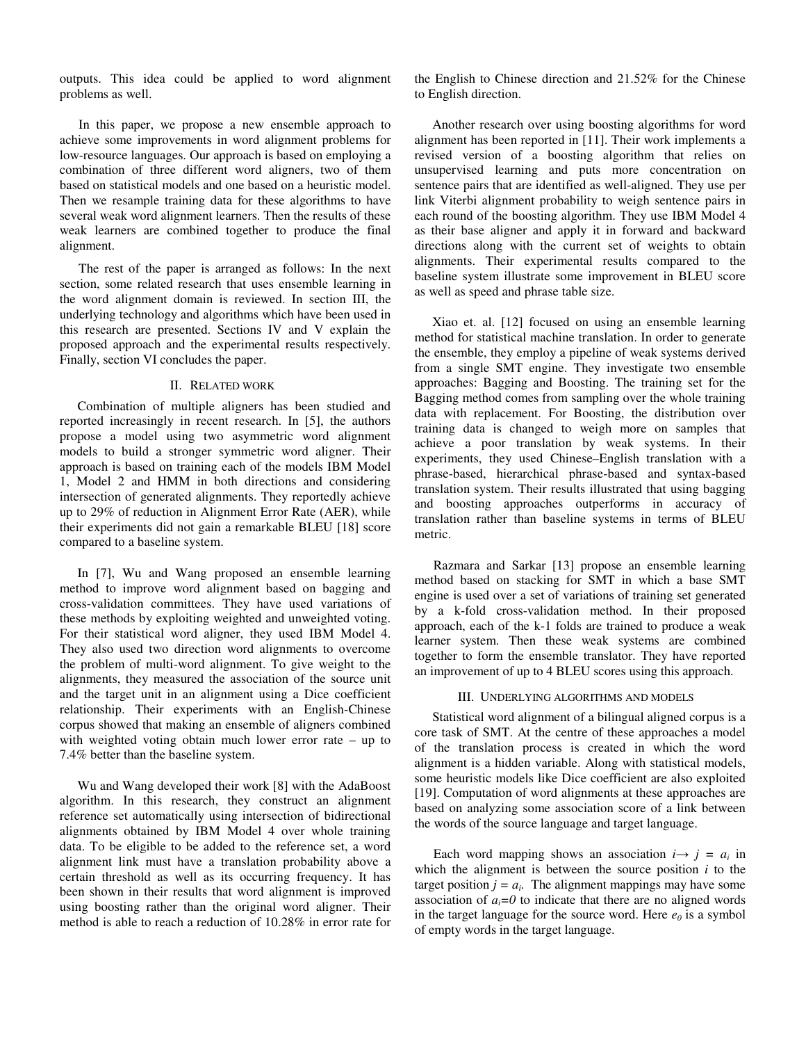outputs. This idea could be applied to word alignment problems as well.

In this paper, we propose a new ensemble approach to achieve some improvements in word alignment problems for low-resource languages. Our approach is based on employing a combination of three different word aligners, two of them based on statistical models and one based on a heuristic model. Then we resample training data for these algorithms to have several weak word alignment learners. Then the results of these weak learners are combined together to produce the final alignment.

The rest of the paper is arranged as follows: In the next section, some related research that uses ensemble learning in the word alignment domain is reviewed. In section III, the underlying technology and algorithms which have been used in this research are presented. Sections IV and V explain the proposed approach and the experimental results respectively. Finally, section VI concludes the paper.

## II. Related work

Combination of multiple aligners has been studied and reported increasingly in recent research. In [5], the authors propose a model using two asymmetric word alignment models to build a stronger symmetric word aligner. Their approach is based on training each of the models IBM Model 1, Model 2 and HMM in both directions and considering intersection of generated alignments. They reportedly achieve up to 29% of reduction in Alignment Error Rate (AER), while their experiments did not gain a remarkable BLEU [18] score compared to a baseline system.

In [7], Wu and Wang proposed an ensemble learning method to improve word alignment based on bagging and cross-validation committees. They have used variations of these methods by exploiting weighted and unweighted voting. For their statistical word aligner, they used IBM Model 4. They also used two direction word alignments to overcome the problem of multi-word alignment. To give weight to the alignments, they measured the association of the source unit and the target unit in an alignment using a Dice coefficient relationship. Their experiments with an English-Chinese corpus showed that making an ensemble of aligners combined with weighted voting obtain much lower error rate – up to 7.4% better than the baseline system.

Wu and Wang developed their work [8] with the AdaBoost algorithm. In this research, they construct an alignment reference set automatically using intersection of bidirectional alignments obtained by IBM Model 4 over whole training data. To be eligible to be added to the reference set, a word alignment link must have a translation probability above a certain threshold as well as its occurring frequency. It has been shown in their results that word alignment is improved using boosting rather than the original word aligner. Their method is able to reach a reduction of 10.28% in error rate for the English to Chinese direction and 21.52% for the Chinese to English direction.

Another research over using boosting algorithms for word alignment has been reported in [11]. Their work implements a revised version of a boosting algorithm that relies on unsupervised learning and puts more concentration on sentence pairs that are identified as well-aligned. They use per link Viterbi alignment probability to weigh sentence pairs in each round of the boosting algorithm. They use IBM Model 4 as their base aligner and apply it in forward and backward directions along with the current set of weights to obtain alignments. Their experimental results compared to the baseline system illustrate some improvement in BLEU score as well as speed and phrase table size.

Xiao et. al. [12] focused on using an ensemble learning method for statistical machine translation. In order to generate the ensemble, they employ a pipeline of weak systems derived from a single SMT engine. They investigate two ensemble approaches: Bagging and Boosting. The training set for the Bagging method comes from sampling over the whole training data with replacement. For Boosting, the distribution over training data is changed to weigh more on samples that achieve a poor translation by weak systems. In their experiments, they used Chinese–English translation with a phrase-based, hierarchical phrase-based and syntax-based translation system. Their results illustrated that using bagging and boosting approaches outperforms in accuracy of translation rather than baseline systems in terms of BLEU metric.

Razmara and Sarkar [13] propose an ensemble learning method based on stacking for SMT in which a base SMT engine is used over a set of variations of training set generated by a k-fold cross-validation method. In their proposed approach, each of the k-1 folds are trained to produce a weak learner system. Then these weak systems are combined together to form the ensemble translator. They have reported an improvement of up to 4 BLEU scores using this approach.

## III. Underlying algorithms and models

Statistical word alignment of a bilingual aligned corpus is a core task of SMT. At the centre of these approaches a model of the translation process is created in which the word alignment is a hidden variable. Along with statistical models, some heuristic models like Dice coefficient are also exploited [19]. Computation of word alignments at these approaches are based on analyzing some association score of a link between the words of the source language and target language.

Each word mapping shows an association $i \rightarrow j = a_i$ in which the alignment is between the source position $i$ to the target position $j = a_i$. The alignment mappings may have some association of $a_i=0$ to indicate that there are no aligned words in the target language for the source word. Here $e_0$ is a symbol of empty words in the target language.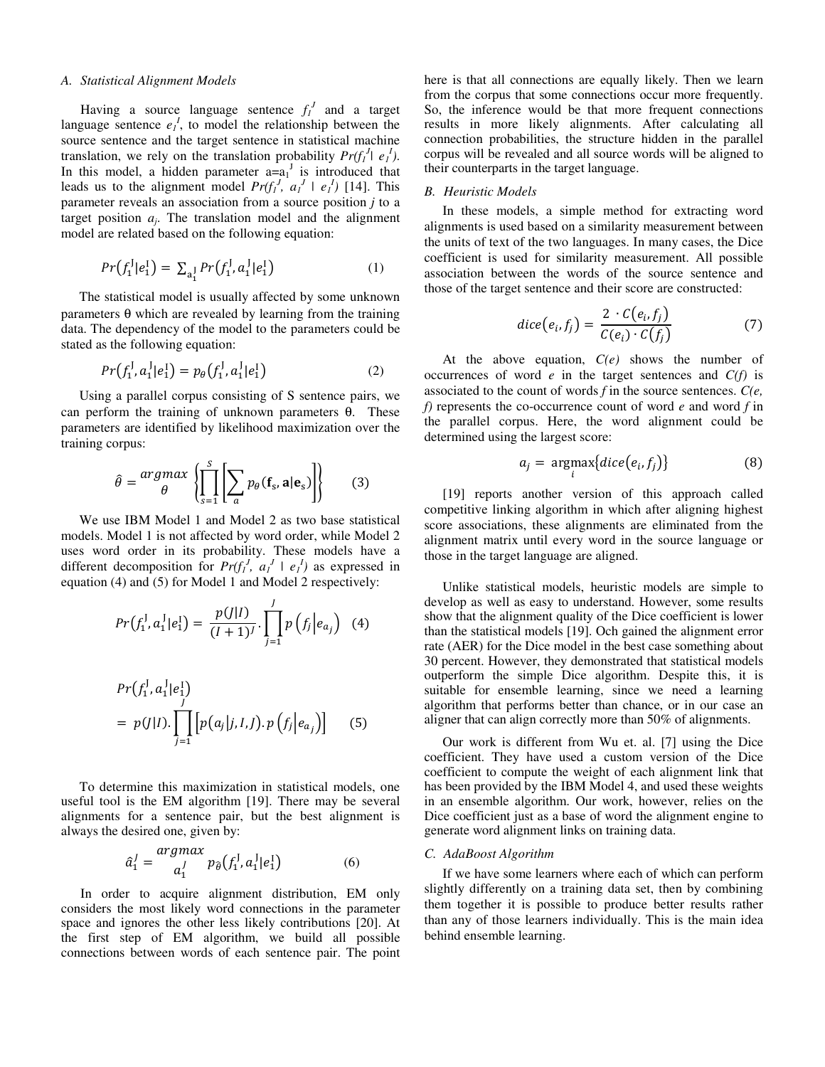### A. Statistical Alignment Models

Having a source language sentence $f_1^J$ and a target language sentence $e_1^I$, to model the relationship between the source sentence and the target sentence in statistical machine translation, we rely on the translation probability $Pr(f_1^J | e_1^I)$. In this model, a hidden parameter $a=a_1^J$ is introduced that leads us to the alignment model $Pr(f_1^J, a_1^J | e_1^I)$ [14]. This parameter reveals an association from a source position $j$ to a target position $a_j$. The translation model and the alignment model are related based on the following equation:

$$Pr(f_1^J|e_1^I) = \sum_{a_1^J} Pr(f_1^J, a_1^J|e_1^I) \quad (1)$$

The statistical model is usually affected by some unknown parameters θ which are revealed by learning from the training data. The dependency of the model to the parameters could be stated as the following equation:

$$Pr(f_1^J, a_1^J|e_1^I) = p_\theta(f_1^J, a_1^J|e_1^I) \quad (2)$$

Using a parallel corpus consisting of S sentence pairs, we can perform the training of unknown parameters θ. These parameters are identified by likelihood maximization over the training corpus:

$$\hat{\theta} = \underset{\theta}{argmax} \left\{ \prod_{s=1}^{S} \left[ \sum_{a} p_\theta(\mathbf{f}_s, \mathbf{a}|\mathbf{e}_s) \right] \right\} \quad (3)$$

We use IBM Model 1 and Model 2 as two base statistical models. Model 1 is not affected by word order, while Model 2 uses word order in its probability. These models have a different decomposition for $Pr(f_1^J, a_1^J | e_1^I)$ as expressed in equation (4) and (5) for Model 1 and Model 2 respectively:

$$Pr(f_1^J, a_1^J|e_1^I) = \frac{p(J|I)}{(I+1)^J} \cdot \prod_{j=1}^{J} p\left(f_j \middle| e_{a_j}\right) \quad (4)$$

$$Pr(f_1^J, a_1^J|e_1^I) = p(J|I) \cdot \prod_{j=1}^{J} \left[ p(a_j|j, I, J) \cdot p\left(f_j \middle| e_{a_j}\right) \right] \quad (5)$$

To determine this maximization in statistical models, one useful tool is the EM algorithm [19]. There may be several alignments for a sentence pair, but the best alignment is always the desired one, given by:

$$\hat{a}_1^J = \underset{a_1^J}{argmax}\ p_{\hat{\theta}}(f_1^J, a_1^J|e_1^I) \quad (6)$$

In order to acquire alignment distribution, EM only considers the most likely word connections in the parameter space and ignores the other less likely contributions [20]. At the first step of EM algorithm, we build all possible connections between words of each sentence pair. The point here is that all connections are equally likely. Then we learn from the corpus that some connections occur more frequently. So, the inference would be that more frequent connections results in more likely alignments. After calculating all connection probabilities, the structure hidden in the parallel corpus will be revealed and all source words will be aligned to their counterparts in the target language.

### B. Heuristic Models

In these models, a simple method for extracting word alignments is used based on a similarity measurement between the units of text of the two languages. In many cases, the Dice coefficient is used for similarity measurement. All possible association between the words of the source sentence and those of the target sentence and their score are constructed:

$$dice(e_i, f_j) = \frac{2 \cdot C(e_i, f_j)}{C(e_i) \cdot C(f_j)} \quad (7)$$

At the above equation, $C(e)$ shows the number of occurrences of word $e$ in the target sentences and $C(f)$ is associated to the count of words $f$ in the source sentences. $C(e, f)$ represents the co-occurrence count of word $e$ and word $f$ in the parallel corpus. Here, the word alignment could be determined using the largest score:

$$a_j = \underset{i}{\text{argmax}}\{dice(e_i, f_j)\} \quad (8)$$

[19] reports another version of this approach called competitive linking algorithm in which after aligning highest score associations, these alignments are eliminated from the alignment matrix until every word in the source language or those in the target language are aligned.

Unlike statistical models, heuristic models are simple to develop as well as easy to understand. However, some results show that the alignment quality of the Dice coefficient is lower than the statistical models [19]. Och gained the alignment error rate (AER) for the Dice model in the best case something about 30 percent. However, they demonstrated that statistical models outperform the simple Dice algorithm. Despite this, it is suitable for ensemble learning, since we need a learning algorithm that performs better than chance, or in our case an aligner that can align correctly more than 50% of alignments.

Our work is different from Wu et. al. [7] using the Dice coefficient. They have used a custom version of the Dice coefficient to compute the weight of each alignment link that has been provided by the IBM Model 4, and used these weights in an ensemble algorithm. Our work, however, relies on the Dice coefficient just as a base of word the alignment engine to generate word alignment links on training data.

### C. AdaBoost Algorithm

If we have some learners where each of which can perform slightly differently on a training data set, then by combining them together it is possible to produce better results rather than any of those learners individually. This is the main idea behind ensemble learning.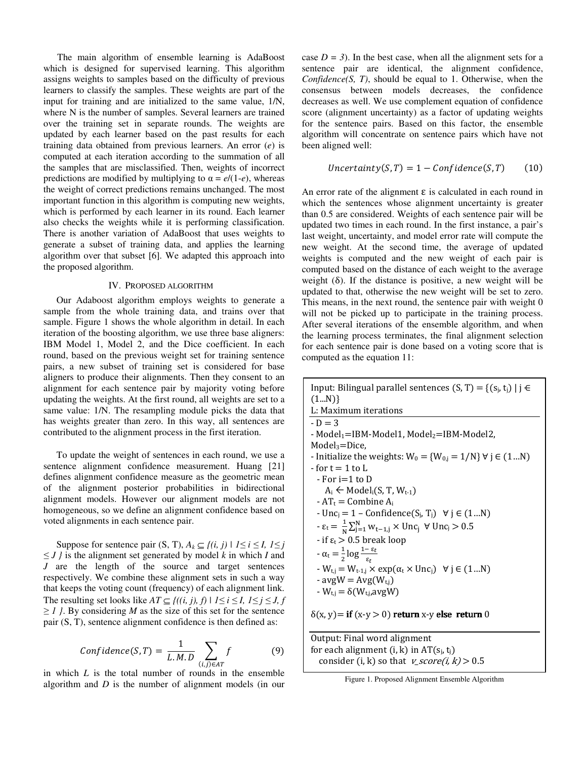The main algorithm of ensemble learning is AdaBoost which is designed for supervised learning. This algorithm assigns weights to samples based on the difficulty of previous learners to classify the samples. These weights are part of the input for training and are initialized to the same value, 1/N, where N is the number of samples. Several learners are trained over the training set in separate rounds. The weights are updated by each learner based on the past results for each training data obtained from previous learners. An error ($e$) is computed at each iteration according to the summation of all the samples that are misclassified. Then, weights of incorrect predictions are modified by multiplying to $\alpha = e/(1-e)$, whereas the weight of correct predictions remains unchanged. The most important function in this algorithm is computing new weights, which is performed by each learner in its round. Each learner also checks the weights while it is performing classification. There is another variation of AdaBoost that uses weights to generate a subset of training data, and applies the learning algorithm over that subset [6]. We adapted this approach into the proposed algorithm.

## IV. Proposed algorithm

Our Adaboost algorithm employs weights to generate a sample from the whole training data, and trains over that sample. Figure 1 shows the whole algorithm in detail. In each iteration of the boosting algorithm, we use three base aligners: IBM Model 1, Model 2, and the Dice coefficient. In each round, based on the previous weight set for training sentence pairs, a new subset of training set is considered for base aligners to produce their alignments. Then they consent to an alignment for each sentence pair by majority voting before updating the weights. At the first round, all weights are set to a same value: 1/N. The resampling module picks the data that has weights greater than zero. In this way, all sentences are contributed to the alignment process in the first iteration.

To update the weight of sentences in each round, we use a sentence alignment confidence measurement. Huang [21] defines alignment confidence measure as the geometric mean of the alignment posterior probabilities in bidirectional alignment models. However our alignment models are not homogeneous, so we define an alignment confidence based on voted alignments in each sentence pair.

Suppose for sentence pair (S, T), $A_k \subseteq \{(i, j) \mid 1 \leq i \leq I,\ 1 \leq j \leq J\}$ is the alignment set generated by model $k$ in which $I$ and $J$ are the length of the source and target sentences respectively. We combine these alignment sets in such a way that keeps the voting count (frequency) of each alignment link. The resulting set looks like $AT \subseteq \{((i, j), f) \mid 1 \leq i \leq I,\ 1 \leq j \leq J,\ f \geq 1\}$. By considering $M$ as the size of this set for the sentence pair (S, T), sentence alignment confidence is then defined as:

$$Confidence(S,T) = \frac{1}{L.M.D} \sum_{(i,j) \in AT} f \qquad (9)$$

in which $L$ is the total number of rounds in the ensemble algorithm and $D$ is the number of alignment models (in our case $D = 3$). In the best case, when all the alignment sets for a sentence pair are identical, the alignment confidence, *Confidence(S, T)*, should be equal to 1. Otherwise, when the consensus between models decreases, the confidence decreases as well. We use complement equation of confidence score (alignment uncertainty) as a factor of updating weights for the sentence pairs. Based on this factor, the ensemble algorithm will concentrate on sentence pairs which have not been aligned well:

$$Uncertainty(S,T) = 1 - Confidence(S,T) \qquad (10)$$

An error rate of the alignment $\varepsilon$ is calculated in each round in which the sentences whose alignment uncertainty is greater than 0.5 are considered. Weights of each sentence pair will be updated two times in each round. In the first instance, a pair's last weight, uncertainty, and model error rate will compute the new weight. At the second time, the average of updated weights is computed and the new weight of each pair is computed based on the distance of each weight to the average weight ($\delta$). If the distance is positive, a new weight will be updated to that, otherwise the new weight will be set to zero. This means, in the next round, the sentence pair with weight 0 will not be picked up to participate in the training process. After several iterations of the ensemble algorithm, and when the learning process terminates, the final alignment selection for each sentence pair is done based on a voting score that is computed as the equation 11:

Input: Bilingual parallel sentences $(S, T) = \{(s_j, t_j) \mid j \in (1 \ldots N)\}$
L: Maximum iterations

- $D = 3$
- $Model_1$=IBM-Model1, $Model_2$=IBM-Model2, $Model_3$=Dice,
- Initialize the weights: $W_0 = \{W_{0j} = 1/N\}\ \forall j \in (1 \ldots N)$
- for $t = 1$ to L
  - For $i=1$ to D
    - $A_i \leftarrow Model_i(S, T, W_{t-1})$
  - $AT_t$ = Combine $A_i$
  - $Unc_j = 1 - Confidence(S_j, T_j)\quad \forall j \in (1 \ldots N)$
  - $\varepsilon_t = \frac{1}{N} \sum_{j=1}^{N} w_{t-1,j} \times Unc_j \quad \forall\ Unc_j > 0.5$
  - if $\varepsilon_t > 0.5$ break loop
  - $\alpha_t = \frac{1}{2} \log \frac{1-\varepsilon_t}{\varepsilon_t}$
  - $W_{t,j} = W_{t-1,j} \times \exp(\alpha_t \times Unc_j)\quad \forall j \in (1 \ldots N)$
  - $avgW = Avg(W_{t,j})$
  - $W_{t,j} = \delta(W_{t,j}, avgW)$

$\delta(x, y)$= **if** $(x-y > 0)$ **return** $x-y$ **else return** 0

Output: Final word alignment
for each alignment (i, k) in $AT(s_j, t_j)$
consider (i, k) so that *v_score(i, k)* > 0.5

Figure 1. Proposed Alignment Ensemble Algorithm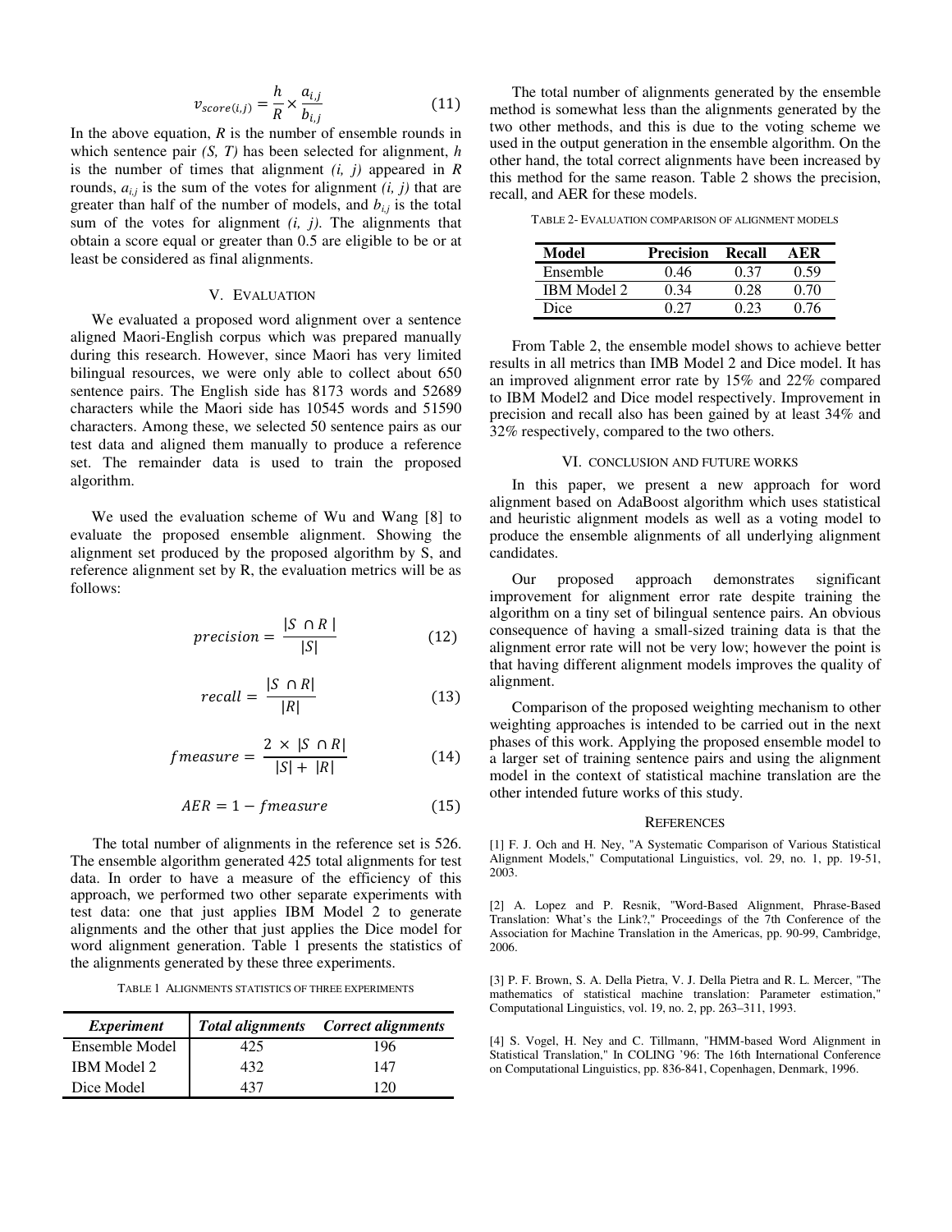$$v_{score(i,j)} = \frac{h}{R} \times \frac{a_{i,j}}{b_{i,j}} \quad (11)$$

In the above equation, $R$ is the number of ensemble rounds in which sentence pair *(S, T)* has been selected for alignment, $h$ is the number of times that alignment *(i, j)* appeared in $R$ rounds, $a_{i,j}$ is the sum of the votes for alignment *(i, j)* that are greater than half of the number of models, and $b_{i,j}$ is the total sum of the votes for alignment *(i, j)*. The alignments that obtain a score equal or greater than 0.5 are eligible to be or at least be considered as final alignments.

## V. EVALUATION

We evaluated a proposed word alignment over a sentence aligned Maori-English corpus which was prepared manually during this research. However, since Maori has very limited bilingual resources, we were only able to collect about 650 sentence pairs. The English side has 8173 words and 52689 characters while the Maori side has 10545 words and 51590 characters. Among these, we selected 50 sentence pairs as our test data and aligned them manually to produce a reference set. The remainder data is used to train the proposed algorithm.

We used the evaluation scheme of Wu and Wang [8] to evaluate the proposed ensemble alignment. Showing the alignment set produced by the proposed algorithm by S, and reference alignment set by R, the evaluation metrics will be as follows:

$$precision = \frac{|S \cap R|}{|S|} \quad (12)$$

$$recall = \frac{|S \cap R|}{|R|} \quad (13)$$

$$fmeasure = \frac{2 \times |S \cap R|}{|S| + |R|} \quad (14)$$

$$AER = 1 - fmeasure \quad (15)$$

The total number of alignments in the reference set is 526. The ensemble algorithm generated 425 total alignments for test data. In order to have a measure of the efficiency of this approach, we performed two other separate experiments with test data: one that just applies IBM Model 2 to generate alignments and the other that just applies the Dice model for word alignment generation. Table 1 presents the statistics of the alignments generated by these three experiments.

TABLE 1 ALIGNMENTS STATISTICS OF THREE EXPERIMENTS

| *Experiment* | *Total alignments* | *Correct alignments* |
|---|---|---|
| Ensemble Model | 425 | 196 |
| IBM Model 2 | 432 | 147 |
| Dice Model | 437 | 120 |

The total number of alignments generated by the ensemble method is somewhat less than the alignments generated by the two other methods, and this is due to the voting scheme we used in the output generation in the ensemble algorithm. On the other hand, the total correct alignments have been increased by this method for the same reason. Table 2 shows the precision, recall, and AER for these models.

TABLE 2- EVALUATION COMPARISON OF ALIGNMENT MODELS

| **Model** | **Precision** | **Recall** | **AER** |
|---|---|---|---|
| Ensemble | 0.46 | 0.37 | 0.59 |
| IBM Model 2 | 0.34 | 0.28 | 0.70 |
| Dice | 0.27 | 0.23 | 0.76 |

From Table 2, the ensemble model shows to achieve better results in all metrics than IMB Model 2 and Dice model. It has an improved alignment error rate by 15% and 22% compared to IBM Model2 and Dice model respectively. Improvement in precision and recall also has been gained by at least 34% and 32% respectively, compared to the two others.

## VI. CONCLUSION AND FUTURE WORKS

In this paper, we present a new approach for word alignment based on AdaBoost algorithm which uses statistical and heuristic alignment models as well as a voting model to produce the ensemble alignments of all underlying alignment candidates.

Our proposed approach demonstrates significant improvement for alignment error rate despite training the algorithm on a tiny set of bilingual sentence pairs. An obvious consequence of having a small-sized training data is that the alignment error rate will not be very low; however the point is that having different alignment models improves the quality of alignment.

Comparison of the proposed weighting mechanism to other weighting approaches is intended to be carried out in the next phases of this work. Applying the proposed ensemble model to a larger set of training sentence pairs and using the alignment model in the context of statistical machine translation are the other intended future works of this study.

## REFERENCES

[1] F. J. Och and H. Ney, "A Systematic Comparison of Various Statistical Alignment Models," Computational Linguistics, vol. 29, no. 1, pp. 19-51, 2003.

[2] A. Lopez and P. Resnik, "Word-Based Alignment, Phrase-Based Translation: What's the Link?," Proceedings of the 7th Conference of the Association for Machine Translation in the Americas, pp. 90-99, Cambridge, 2006.

[3] P. F. Brown, S. A. Della Pietra, V. J. Della Pietra and R. L. Mercer, "The mathematics of statistical machine translation: Parameter estimation," Computational Linguistics, vol. 19, no. 2, pp. 263–311, 1993.

[4] S. Vogel, H. Ney and C. Tillmann, "HMM-based Word Alignment in Statistical Translation," In COLING '96: The 16th International Conference on Computational Linguistics, pp. 836-841, Copenhagen, Denmark, 1996.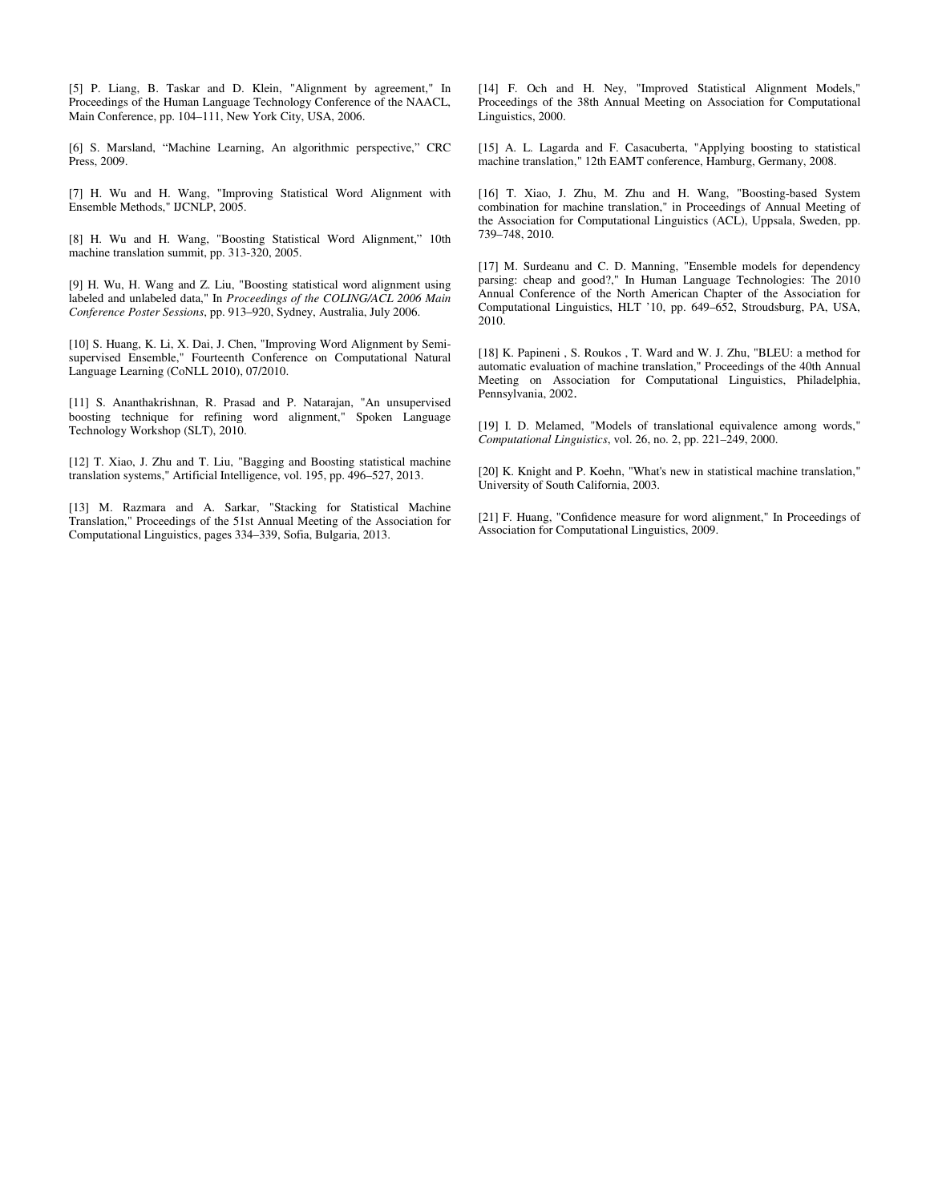[5] P. Liang, B. Taskar and D. Klein, "Alignment by agreement," In Proceedings of the Human Language Technology Conference of the NAACL, Main Conference, pp. 104–111, New York City, USA, 2006.

[6] S. Marsland, "Machine Learning, An algorithmic perspective," CRC Press, 2009.

[7] H. Wu and H. Wang, "Improving Statistical Word Alignment with Ensemble Methods," IJCNLP, 2005.

[8] H. Wu and H. Wang, "Boosting Statistical Word Alignment," 10th machine translation summit, pp. 313-320, 2005.

[9] H. Wu, H. Wang and Z. Liu, "Boosting statistical word alignment using labeled and unlabeled data," In *Proceedings of the COLING/ACL 2006 Main Conference Poster Sessions*, pp. 913–920, Sydney, Australia, July 2006.

[10] S. Huang, K. Li, X. Dai, J. Chen, "Improving Word Alignment by Semi-supervised Ensemble," Fourteenth Conference on Computational Natural Language Learning (CoNLL 2010), 07/2010.

[11] S. Ananthakrishnan, R. Prasad and P. Natarajan, "An unsupervised boosting technique for refining word alignment," Spoken Language Technology Workshop (SLT), 2010.

[12] T. Xiao, J. Zhu and T. Liu, "Bagging and Boosting statistical machine translation systems," Artificial Intelligence, vol. 195, pp. 496–527, 2013.

[13] M. Razmara and A. Sarkar, "Stacking for Statistical Machine Translation," Proceedings of the 51st Annual Meeting of the Association for Computational Linguistics, pages 334–339, Sofia, Bulgaria, 2013.

[14] F. Och and H. Ney, "Improved Statistical Alignment Models," Proceedings of the 38th Annual Meeting on Association for Computational Linguistics, 2000.

[15] A. L. Lagarda and F. Casacuberta, "Applying boosting to statistical machine translation," 12th EAMT conference, Hamburg, Germany, 2008.

[16] T. Xiao, J. Zhu, M. Zhu and H. Wang, "Boosting-based System combination for machine translation," in Proceedings of Annual Meeting of the Association for Computational Linguistics (ACL), Uppsala, Sweden, pp. 739–748, 2010.

[17] M. Surdeanu and C. D. Manning, "Ensemble models for dependency parsing: cheap and good?," In Human Language Technologies: The 2010 Annual Conference of the North American Chapter of the Association for Computational Linguistics, HLT '10, pp. 649–652, Stroudsburg, PA, USA, 2010.

[18] K. Papineni , S. Roukos , T. Ward and W. J. Zhu, "BLEU: a method for automatic evaluation of machine translation," Proceedings of the 40th Annual Meeting on Association for Computational Linguistics, Philadelphia, Pennsylvania, 2002.

[19] I. D. Melamed, "Models of translational equivalence among words," *Computational Linguistics*, vol. 26, no. 2, pp. 221–249, 2000.

[20] K. Knight and P. Koehn, "What's new in statistical machine translation," University of South California, 2003.

[21] F. Huang, "Confidence measure for word alignment," In Proceedings of Association for Computational Linguistics, 2009.